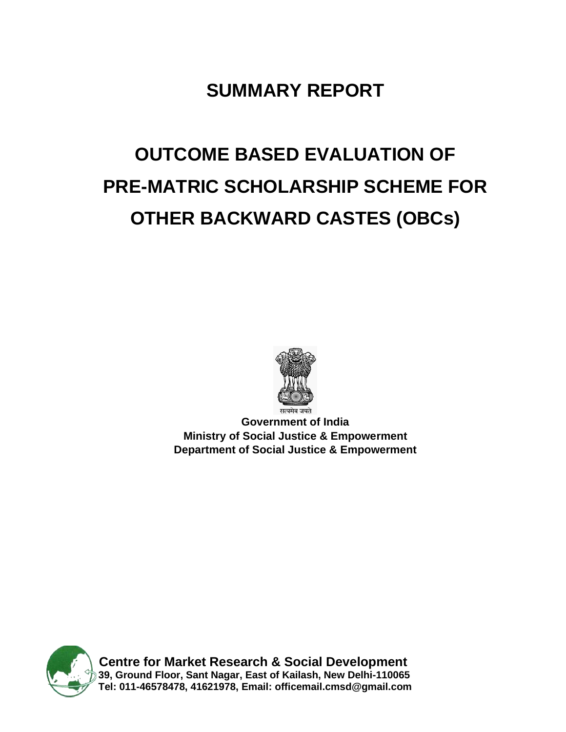# SUMMARY REPORT

# OUTCOME BASED EVALUATION OF PRE-MATRIC SCHOLARSHIP SCHEME FOR OTHER BACKWARD CASTES (OBCs)

सत्यमेव जयते

**Government of India**
**Ministry of Social Justice & Empowerment**
**Department of Social Justice & Empowerment**

**Centre for Market Research & Social Development**
**39, Ground Floor, Sant Nagar, East of Kailash, New Delhi-110065**
**Tel: 011-46578478, 41621978, Email: officemail.cmsd@gmail.com**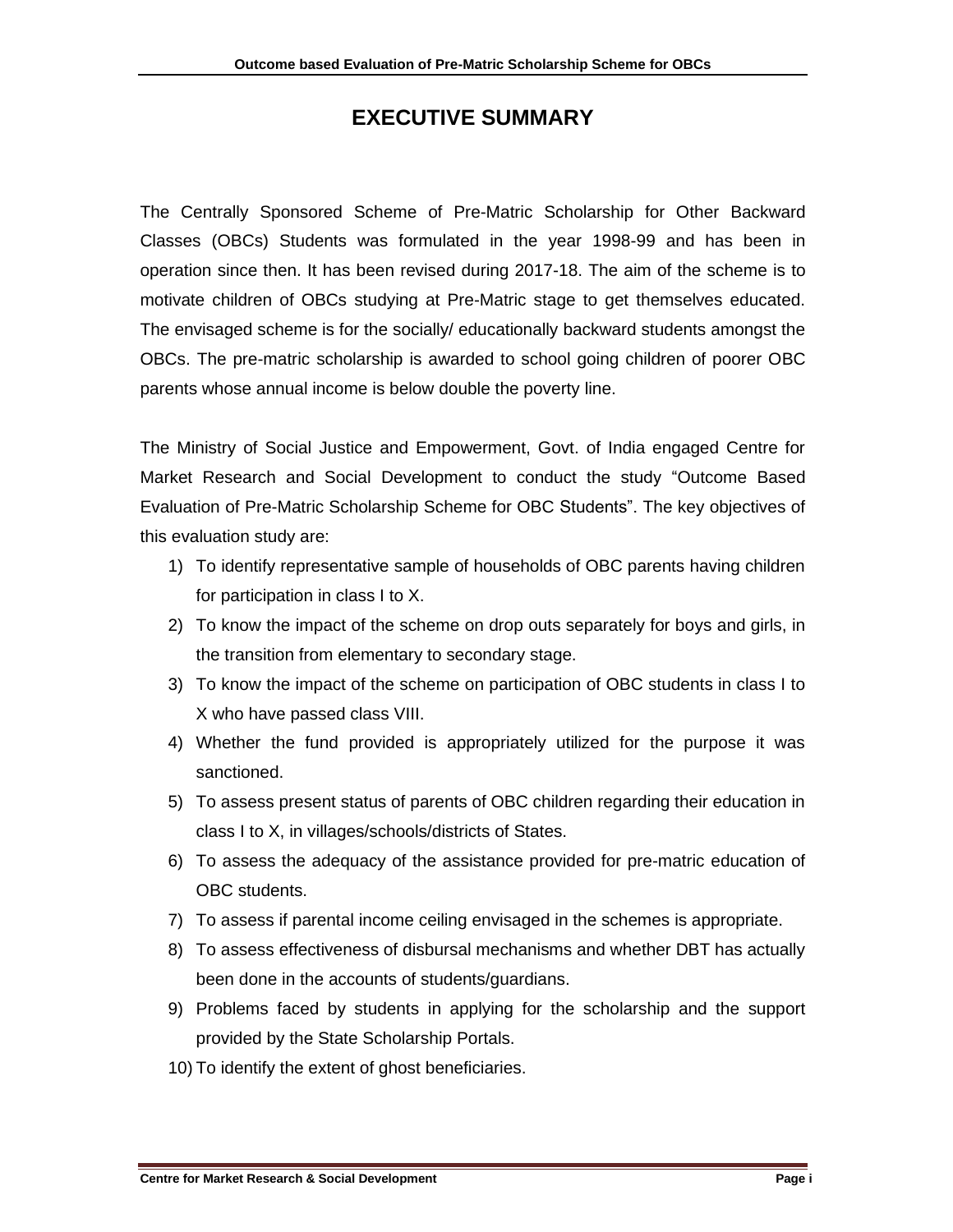# EXECUTIVE SUMMARY

The Centrally Sponsored Scheme of Pre-Matric Scholarship for Other Backward Classes (OBCs) Students was formulated in the year 1998-99 and has been in operation since then. It has been revised during 2017-18. The aim of the scheme is to motivate children of OBCs studying at Pre-Matric stage to get themselves educated. The envisaged scheme is for the socially/ educationally backward students amongst the OBCs. The pre-matric scholarship is awarded to school going children of poorer OBC parents whose annual income is below double the poverty line.

The Ministry of Social Justice and Empowerment, Govt. of India engaged Centre for Market Research and Social Development to conduct the study "Outcome Based Evaluation of Pre-Matric Scholarship Scheme for OBC Students". The key objectives of this evaluation study are:

1) To identify representative sample of households of OBC parents having children for participation in class I to X.
2) To know the impact of the scheme on drop outs separately for boys and girls, in the transition from elementary to secondary stage.
3) To know the impact of the scheme on participation of OBC students in class I to X who have passed class VIII.
4) Whether the fund provided is appropriately utilized for the purpose it was sanctioned.
5) To assess present status of parents of OBC children regarding their education in class I to X, in villages/schools/districts of States.
6) To assess the adequacy of the assistance provided for pre-matric education of OBC students.
7) To assess if parental income ceiling envisaged in the schemes is appropriate.
8) To assess effectiveness of disbursal mechanisms and whether DBT has actually been done in the accounts of students/guardians.
9) Problems faced by students in applying for the scholarship and the support provided by the State Scholarship Portals.
10) To identify the extent of ghost beneficiaries.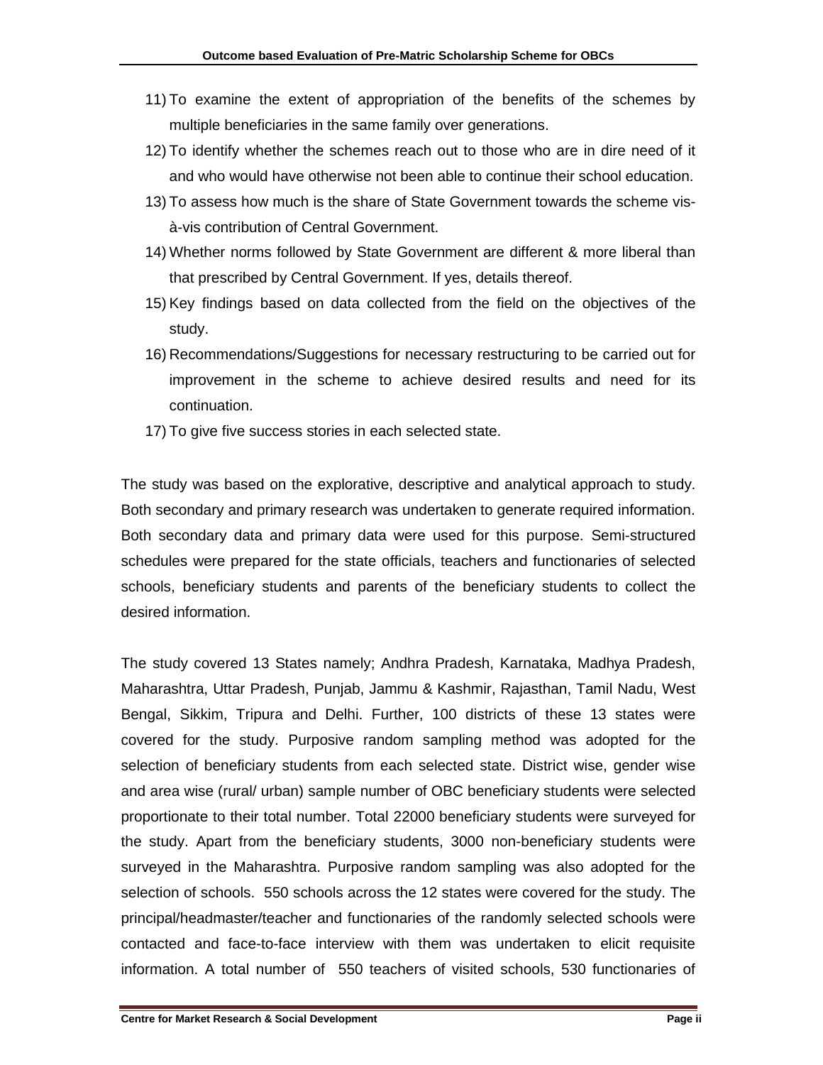11) To examine the extent of appropriation of the benefits of the schemes by multiple beneficiaries in the same family over generations.
12) To identify whether the schemes reach out to those who are in dire need of it and who would have otherwise not been able to continue their school education.
13) To assess how much is the share of State Government towards the scheme vis-à-vis contribution of Central Government.
14) Whether norms followed by State Government are different & more liberal than that prescribed by Central Government. If yes, details thereof.
15) Key findings based on data collected from the field on the objectives of the study.
16) Recommendations/Suggestions for necessary restructuring to be carried out for improvement in the scheme to achieve desired results and need for its continuation.
17) To give five success stories in each selected state.

The study was based on the explorative, descriptive and analytical approach to study. Both secondary and primary research was undertaken to generate required information. Both secondary data and primary data were used for this purpose. Semi-structured schedules were prepared for the state officials, teachers and functionaries of selected schools, beneficiary students and parents of the beneficiary students to collect the desired information.

The study covered 13 States namely; Andhra Pradesh, Karnataka, Madhya Pradesh, Maharashtra, Uttar Pradesh, Punjab, Jammu & Kashmir, Rajasthan, Tamil Nadu, West Bengal, Sikkim, Tripura and Delhi. Further, 100 districts of these 13 states were covered for the study. Purposive random sampling method was adopted for the selection of beneficiary students from each selected state. District wise, gender wise and area wise (rural/ urban) sample number of OBC beneficiary students were selected proportionate to their total number. Total 22000 beneficiary students were surveyed for the study. Apart from the beneficiary students, 3000 non-beneficiary students were surveyed in the Maharashtra. Purposive random sampling was also adopted for the selection of schools. 550 schools across the 12 states were covered for the study. The principal/headmaster/teacher and functionaries of the randomly selected schools were contacted and face-to-face interview with them was undertaken to elicit requisite information. A total number of 550 teachers of visited schools, 530 functionaries of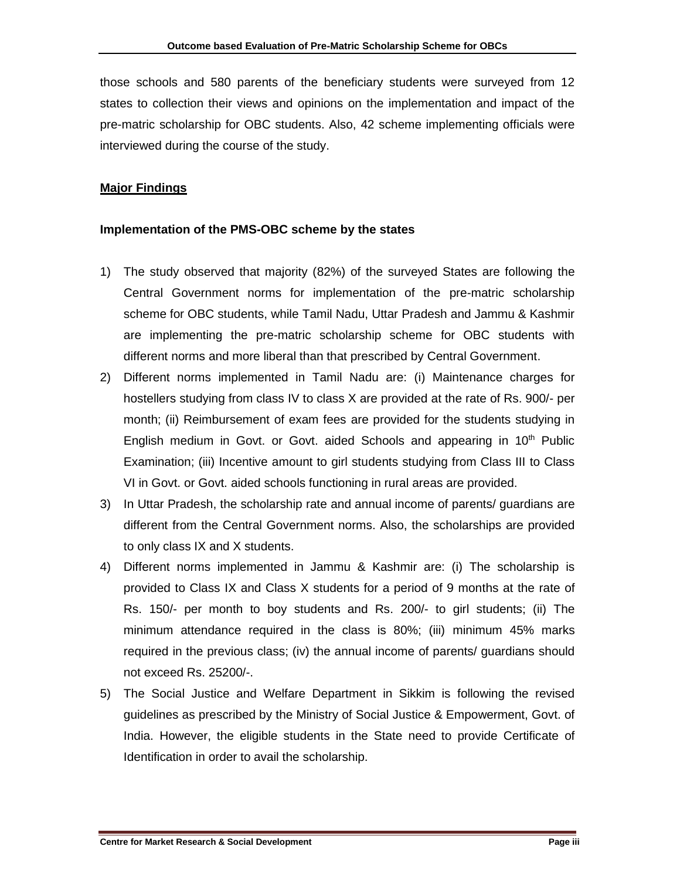those schools and 580 parents of the beneficiary students were surveyed from 12 states to collection their views and opinions on the implementation and impact of the pre-matric scholarship for OBC students. Also, 42 scheme implementing officials were interviewed during the course of the study.

## Major Findings

### Implementation of the PMS-OBC scheme by the states

1) The study observed that majority (82%) of the surveyed States are following the Central Government norms for implementation of the pre-matric scholarship scheme for OBC students, while Tamil Nadu, Uttar Pradesh and Jammu & Kashmir are implementing the pre-matric scholarship scheme for OBC students with different norms and more liberal than that prescribed by Central Government.
2) Different norms implemented in Tamil Nadu are: (i) Maintenance charges for hostellers studying from class IV to class X are provided at the rate of Rs. 900/- per month; (ii) Reimbursement of exam fees are provided for the students studying in English medium in Govt. or Govt. aided Schools and appearing in 10th Public Examination; (iii) Incentive amount to girl students studying from Class III to Class VI in Govt. or Govt. aided schools functioning in rural areas are provided.
3) In Uttar Pradesh, the scholarship rate and annual income of parents/ guardians are different from the Central Government norms. Also, the scholarships are provided to only class IX and X students.
4) Different norms implemented in Jammu & Kashmir are: (i) The scholarship is provided to Class IX and Class X students for a period of 9 months at the rate of Rs. 150/- per month to boy students and Rs. 200/- to girl students; (ii) The minimum attendance required in the class is 80%; (iii) minimum 45% marks required in the previous class; (iv) the annual income of parents/ guardians should not exceed Rs. 25200/-.
5) The Social Justice and Welfare Department in Sikkim is following the revised guidelines as prescribed by the Ministry of Social Justice & Empowerment, Govt. of India. However, the eligible students in the State need to provide Certificate of Identification in order to avail the scholarship.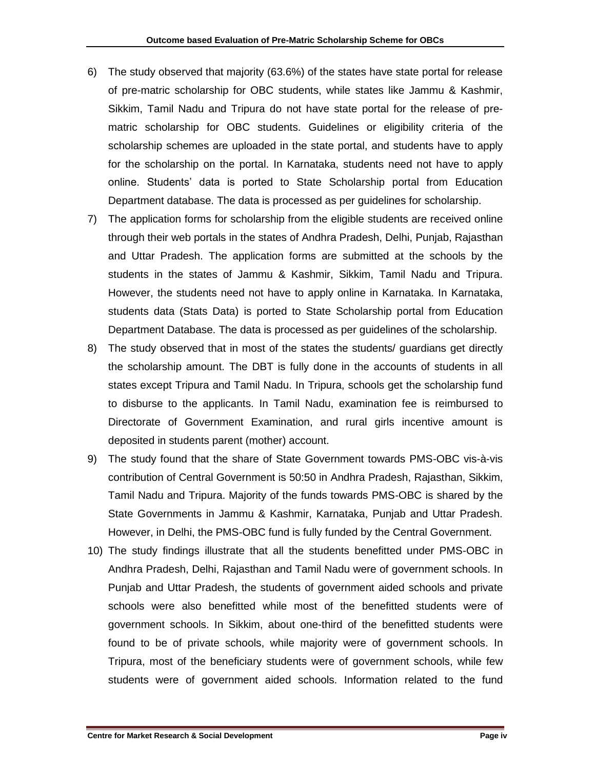6) The study observed that majority (63.6%) of the states have state portal for release of pre-matric scholarship for OBC students, while states like Jammu & Kashmir, Sikkim, Tamil Nadu and Tripura do not have state portal for the release of pre-matric scholarship for OBC students. Guidelines or eligibility criteria of the scholarship schemes are uploaded in the state portal, and students have to apply for the scholarship on the portal. In Karnataka, students need not have to apply online. Students' data is ported to State Scholarship portal from Education Department database. The data is processed as per guidelines for scholarship.

7) The application forms for scholarship from the eligible students are received online through their web portals in the states of Andhra Pradesh, Delhi, Punjab, Rajasthan and Uttar Pradesh. The application forms are submitted at the schools by the students in the states of Jammu & Kashmir, Sikkim, Tamil Nadu and Tripura. However, the students need not have to apply online in Karnataka. In Karnataka, students data (Stats Data) is ported to State Scholarship portal from Education Department Database. The data is processed as per guidelines of the scholarship.

8) The study observed that in most of the states the students/ guardians get directly the scholarship amount. The DBT is fully done in the accounts of students in all states except Tripura and Tamil Nadu. In Tripura, schools get the scholarship fund to disburse to the applicants. In Tamil Nadu, examination fee is reimbursed to Directorate of Government Examination, and rural girls incentive amount is deposited in students parent (mother) account.

9) The study found that the share of State Government towards PMS-OBC vis-à-vis contribution of Central Government is 50:50 in Andhra Pradesh, Rajasthan, Sikkim, Tamil Nadu and Tripura. Majority of the funds towards PMS-OBC is shared by the State Governments in Jammu & Kashmir, Karnataka, Punjab and Uttar Pradesh. However, in Delhi, the PMS-OBC fund is fully funded by the Central Government.

10) The study findings illustrate that all the students benefitted under PMS-OBC in Andhra Pradesh, Delhi, Rajasthan and Tamil Nadu were of government schools. In Punjab and Uttar Pradesh, the students of government aided schools and private schools were also benefitted while most of the benefitted students were of government schools. In Sikkim, about one-third of the benefitted students were found to be of private schools, while majority were of government schools. In Tripura, most of the beneficiary students were of government schools, while few students were of government aided schools. Information related to the fund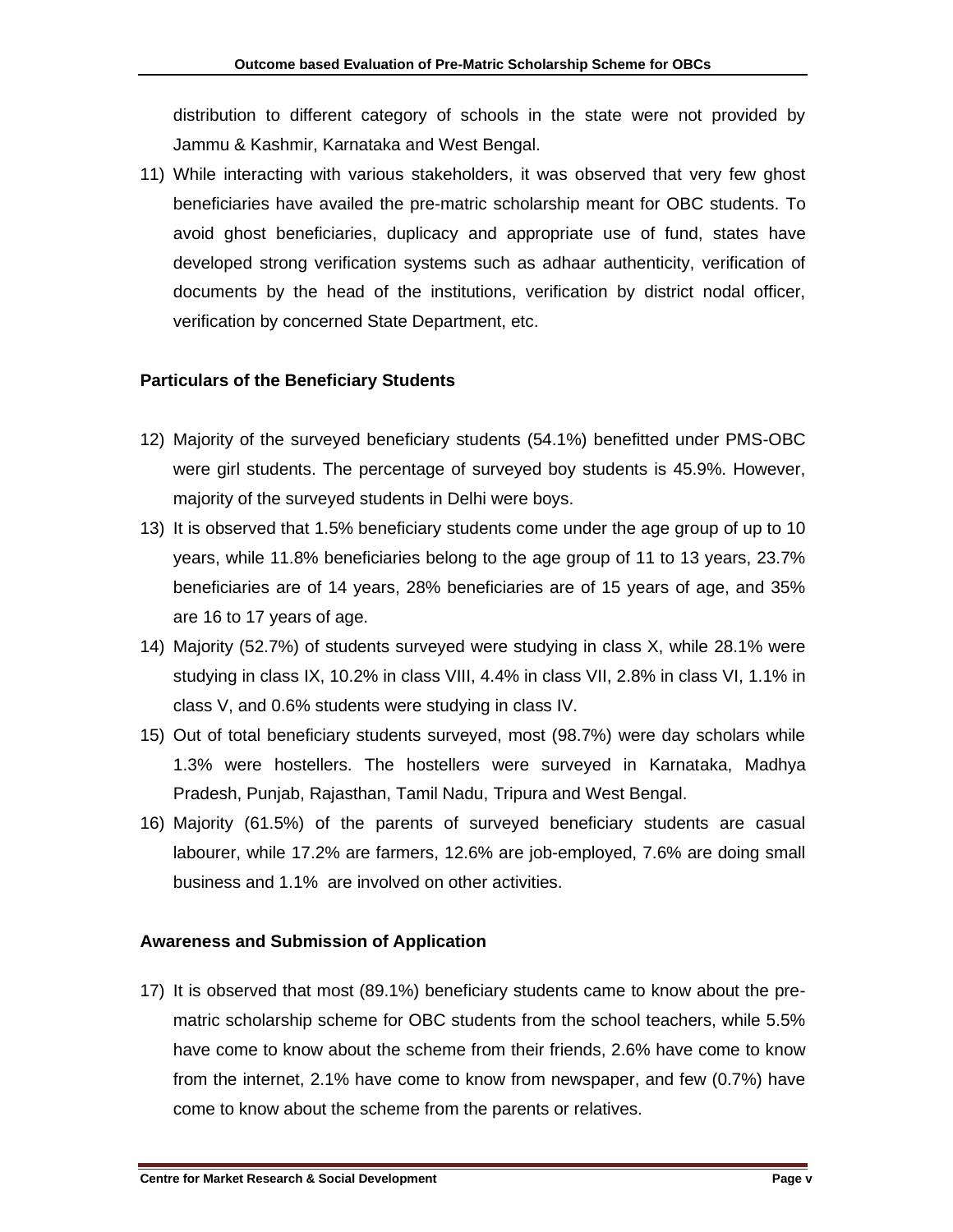distribution to different category of schools in the state were not provided by Jammu & Kashmir, Karnataka and West Bengal.

11) While interacting with various stakeholders, it was observed that very few ghost beneficiaries have availed the pre-matric scholarship meant for OBC students. To avoid ghost beneficiaries, duplicacy and appropriate use of fund, states have developed strong verification systems such as adhaar authenticity, verification of documents by the head of the institutions, verification by district nodal officer, verification by concerned State Department, etc.

### Particulars of the Beneficiary Students

12) Majority of the surveyed beneficiary students (54.1%) benefitted under PMS-OBC were girl students. The percentage of surveyed boy students is 45.9%. However, majority of the surveyed students in Delhi were boys.
13) It is observed that 1.5% beneficiary students come under the age group of up to 10 years, while 11.8% beneficiaries belong to the age group of 11 to 13 years, 23.7% beneficiaries are of 14 years, 28% beneficiaries are of 15 years of age, and 35% are 16 to 17 years of age.
14) Majority (52.7%) of students surveyed were studying in class X, while 28.1% were studying in class IX, 10.2% in class VIII, 4.4% in class VII, 2.8% in class VI, 1.1% in class V, and 0.6% students were studying in class IV.
15) Out of total beneficiary students surveyed, most (98.7%) were day scholars while 1.3% were hostellers. The hostellers were surveyed in Karnataka, Madhya Pradesh, Punjab, Rajasthan, Tamil Nadu, Tripura and West Bengal.
16) Majority (61.5%) of the parents of surveyed beneficiary students are casual labourer, while 17.2% are farmers, 12.6% are job-employed, 7.6% are doing small business and 1.1% are involved on other activities.

### Awareness and Submission of Application

17) It is observed that most (89.1%) beneficiary students came to know about the pre-matric scholarship scheme for OBC students from the school teachers, while 5.5% have come to know about the scheme from their friends, 2.6% have come to know from the internet, 2.1% have come to know from newspaper, and few (0.7%) have come to know about the scheme from the parents or relatives.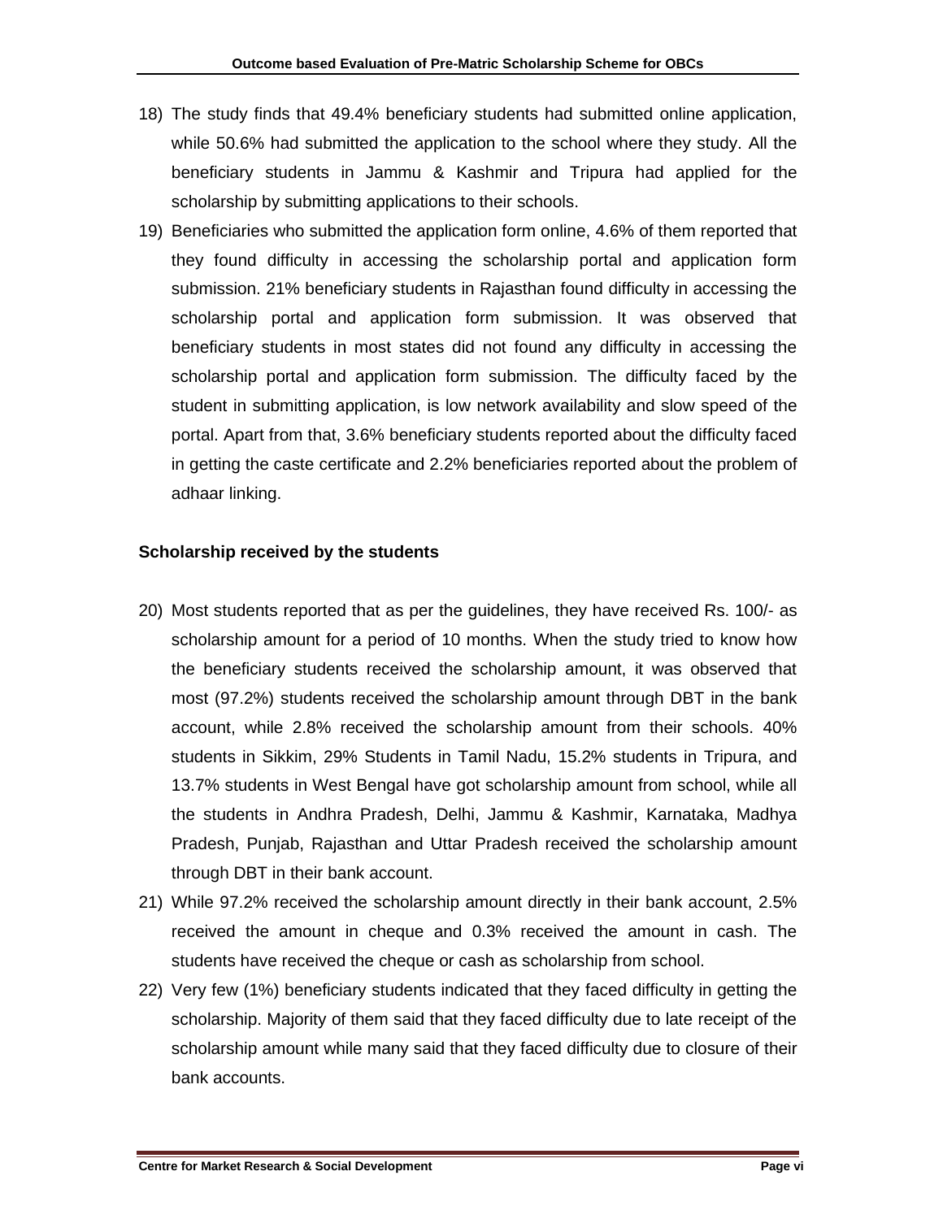18) The study finds that 49.4% beneficiary students had submitted online application, while 50.6% had submitted the application to the school where they study. All the beneficiary students in Jammu & Kashmir and Tripura had applied for the scholarship by submitting applications to their schools.

19) Beneficiaries who submitted the application form online, 4.6% of them reported that they found difficulty in accessing the scholarship portal and application form submission. 21% beneficiary students in Rajasthan found difficulty in accessing the scholarship portal and application form submission. It was observed that beneficiary students in most states did not found any difficulty in accessing the scholarship portal and application form submission. The difficulty faced by the student in submitting application, is low network availability and slow speed of the portal. Apart from that, 3.6% beneficiary students reported about the difficulty faced in getting the caste certificate and 2.2% beneficiaries reported about the problem of adhaar linking.

**Scholarship received by the students**

20) Most students reported that as per the guidelines, they have received Rs. 100/- as scholarship amount for a period of 10 months. When the study tried to know how the beneficiary students received the scholarship amount, it was observed that most (97.2%) students received the scholarship amount through DBT in the bank account, while 2.8% received the scholarship amount from their schools. 40% students in Sikkim, 29% Students in Tamil Nadu, 15.2% students in Tripura, and 13.7% students in West Bengal have got scholarship amount from school, while all the students in Andhra Pradesh, Delhi, Jammu & Kashmir, Karnataka, Madhya Pradesh, Punjab, Rajasthan and Uttar Pradesh received the scholarship amount through DBT in their bank account.

21) While 97.2% received the scholarship amount directly in their bank account, 2.5% received the amount in cheque and 0.3% received the amount in cash. The students have received the cheque or cash as scholarship from school.

22) Very few (1%) beneficiary students indicated that they faced difficulty in getting the scholarship. Majority of them said that they faced difficulty due to late receipt of the scholarship amount while many said that they faced difficulty due to closure of their bank accounts.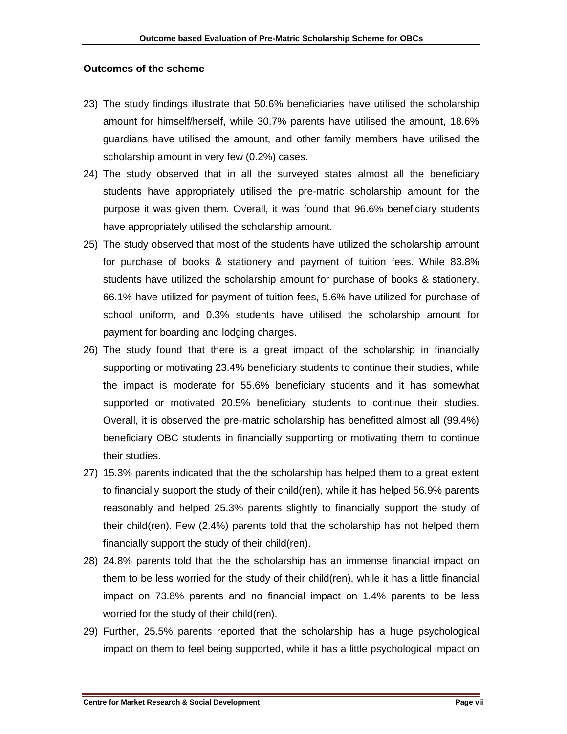### Outcomes of the scheme

23) The study findings illustrate that 50.6% beneficiaries have utilised the scholarship amount for himself/herself, while 30.7% parents have utilised the amount, 18.6% guardians have utilised the amount, and other family members have utilised the scholarship amount in very few (0.2%) cases.
24) The study observed that in all the surveyed states almost all the beneficiary students have appropriately utilised the pre-matric scholarship amount for the purpose it was given them. Overall, it was found that 96.6% beneficiary students have appropriately utilised the scholarship amount.
25) The study observed that most of the students have utilized the scholarship amount for purchase of books & stationery and payment of tuition fees. While 83.8% students have utilized the scholarship amount for purchase of books & stationery, 66.1% have utilized for payment of tuition fees, 5.6% have utilized for purchase of school uniform, and 0.3% students have utilised the scholarship amount for payment for boarding and lodging charges.
26) The study found that there is a great impact of the scholarship in financially supporting or motivating 23.4% beneficiary students to continue their studies, while the impact is moderate for 55.6% beneficiary students and it has somewhat supported or motivated 20.5% beneficiary students to continue their studies. Overall, it is observed the pre-matric scholarship has benefitted almost all (99.4%) beneficiary OBC students in financially supporting or motivating them to continue their studies.
27) 15.3% parents indicated that the the scholarship has helped them to a great extent to financially support the study of their child(ren), while it has helped 56.9% parents reasonably and helped 25.3% parents slightly to financially support the study of their child(ren). Few (2.4%) parents told that the scholarship has not helped them financially support the study of their child(ren).
28) 24.8% parents told that the the scholarship has an immense financial impact on them to be less worried for the study of their child(ren), while it has a little financial impact on 73.8% parents and no financial impact on 1.4% parents to be less worried for the study of their child(ren).
29) Further, 25.5% parents reported that the scholarship has a huge psychological impact on them to feel being supported, while it has a little psychological impact on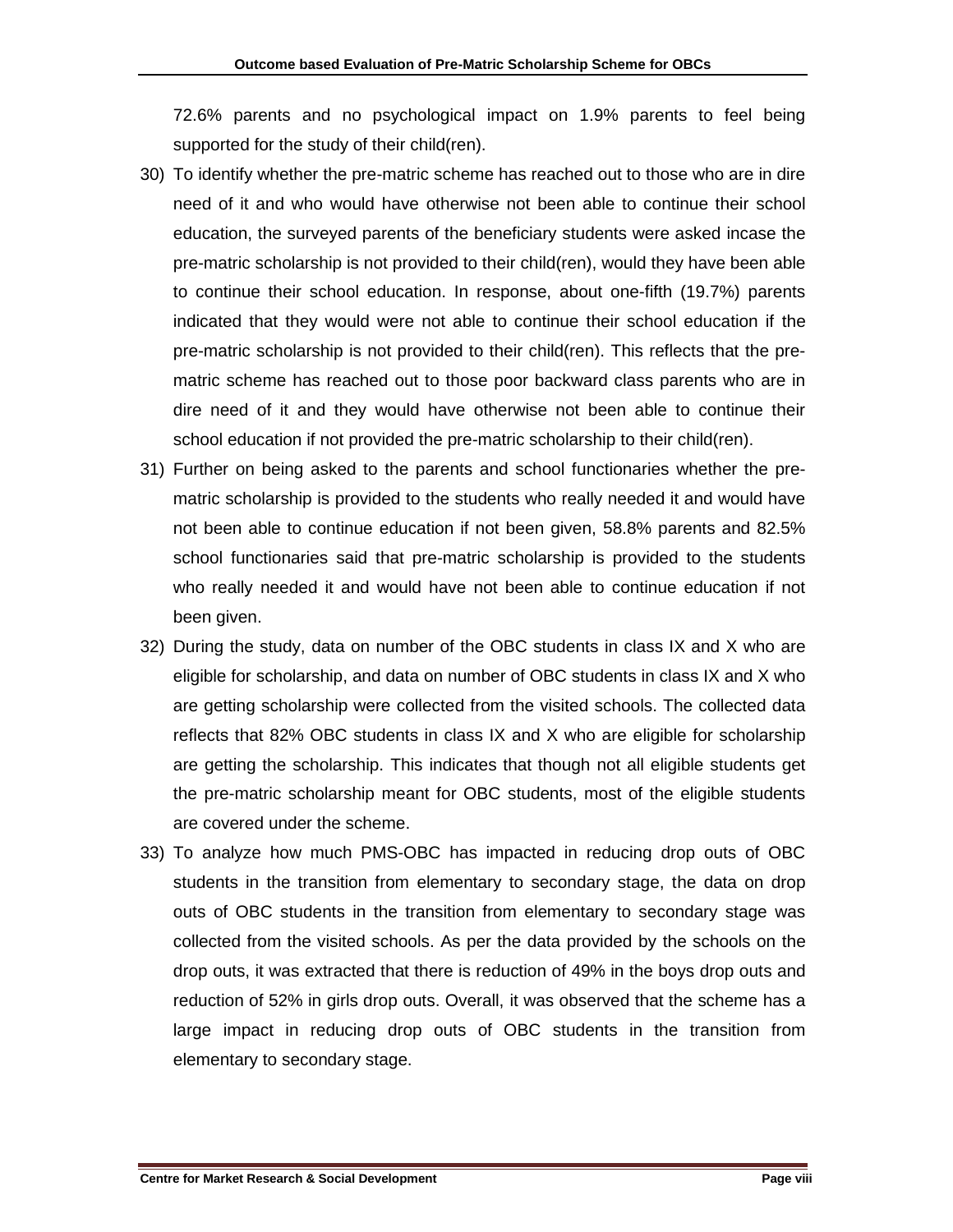72.6% parents and no psychological impact on 1.9% parents to feel being supported for the study of their child(ren).

30) To identify whether the pre-matric scheme has reached out to those who are in dire need of it and who would have otherwise not been able to continue their school education, the surveyed parents of the beneficiary students were asked incase the pre-matric scholarship is not provided to their child(ren), would they have been able to continue their school education. In response, about one-fifth (19.7%) parents indicated that they would were not able to continue their school education if the pre-matric scholarship is not provided to their child(ren). This reflects that the pre-matric scheme has reached out to those poor backward class parents who are in dire need of it and they would have otherwise not been able to continue their school education if not provided the pre-matric scholarship to their child(ren).

31) Further on being asked to the parents and school functionaries whether the pre-matric scholarship is provided to the students who really needed it and would have not been able to continue education if not been given, 58.8% parents and 82.5% school functionaries said that pre-matric scholarship is provided to the students who really needed it and would have not been able to continue education if not been given.

32) During the study, data on number of the OBC students in class IX and X who are eligible for scholarship, and data on number of OBC students in class IX and X who are getting scholarship were collected from the visited schools. The collected data reflects that 82% OBC students in class IX and X who are eligible for scholarship are getting the scholarship. This indicates that though not all eligible students get the pre-matric scholarship meant for OBC students, most of the eligible students are covered under the scheme.

33) To analyze how much PMS-OBC has impacted in reducing drop outs of OBC students in the transition from elementary to secondary stage, the data on drop outs of OBC students in the transition from elementary to secondary stage was collected from the visited schools. As per the data provided by the schools on the drop outs, it was extracted that there is reduction of 49% in the boys drop outs and reduction of 52% in girls drop outs. Overall, it was observed that the scheme has a large impact in reducing drop outs of OBC students in the transition from elementary to secondary stage.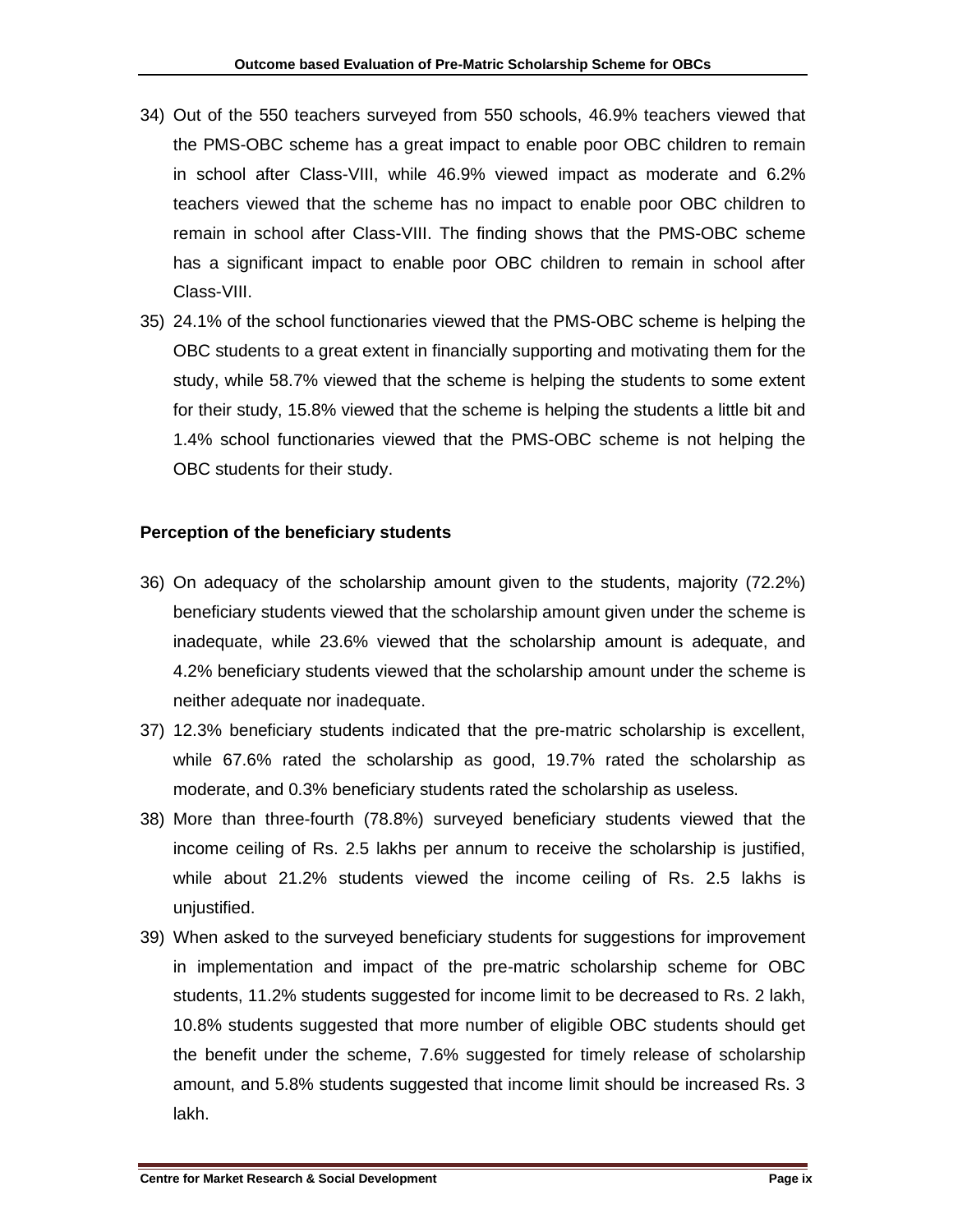34) Out of the 550 teachers surveyed from 550 schools, 46.9% teachers viewed that the PMS-OBC scheme has a great impact to enable poor OBC children to remain in school after Class-VIII, while 46.9% viewed impact as moderate and 6.2% teachers viewed that the scheme has no impact to enable poor OBC children to remain in school after Class-VIII. The finding shows that the PMS-OBC scheme has a significant impact to enable poor OBC children to remain in school after Class-VIII.
35) 24.1% of the school functionaries viewed that the PMS-OBC scheme is helping the OBC students to a great extent in financially supporting and motivating them for the study, while 58.7% viewed that the scheme is helping the students to some extent for their study, 15.8% viewed that the scheme is helping the students a little bit and 1.4% school functionaries viewed that the PMS-OBC scheme is not helping the OBC students for their study.

**Perception of the beneficiary students**

36) On adequacy of the scholarship amount given to the students, majority (72.2%) beneficiary students viewed that the scholarship amount given under the scheme is inadequate, while 23.6% viewed that the scholarship amount is adequate, and 4.2% beneficiary students viewed that the scholarship amount under the scheme is neither adequate nor inadequate.
37) 12.3% beneficiary students indicated that the pre-matric scholarship is excellent, while 67.6% rated the scholarship as good, 19.7% rated the scholarship as moderate, and 0.3% beneficiary students rated the scholarship as useless.
38) More than three-fourth (78.8%) surveyed beneficiary students viewed that the income ceiling of Rs. 2.5 lakhs per annum to receive the scholarship is justified, while about 21.2% students viewed the income ceiling of Rs. 2.5 lakhs is unjustified.
39) When asked to the surveyed beneficiary students for suggestions for improvement in implementation and impact of the pre-matric scholarship scheme for OBC students, 11.2% students suggested for income limit to be decreased to Rs. 2 lakh, 10.8% students suggested that more number of eligible OBC students should get the benefit under the scheme, 7.6% suggested for timely release of scholarship amount, and 5.8% students suggested that income limit should be increased Rs. 3 lakh.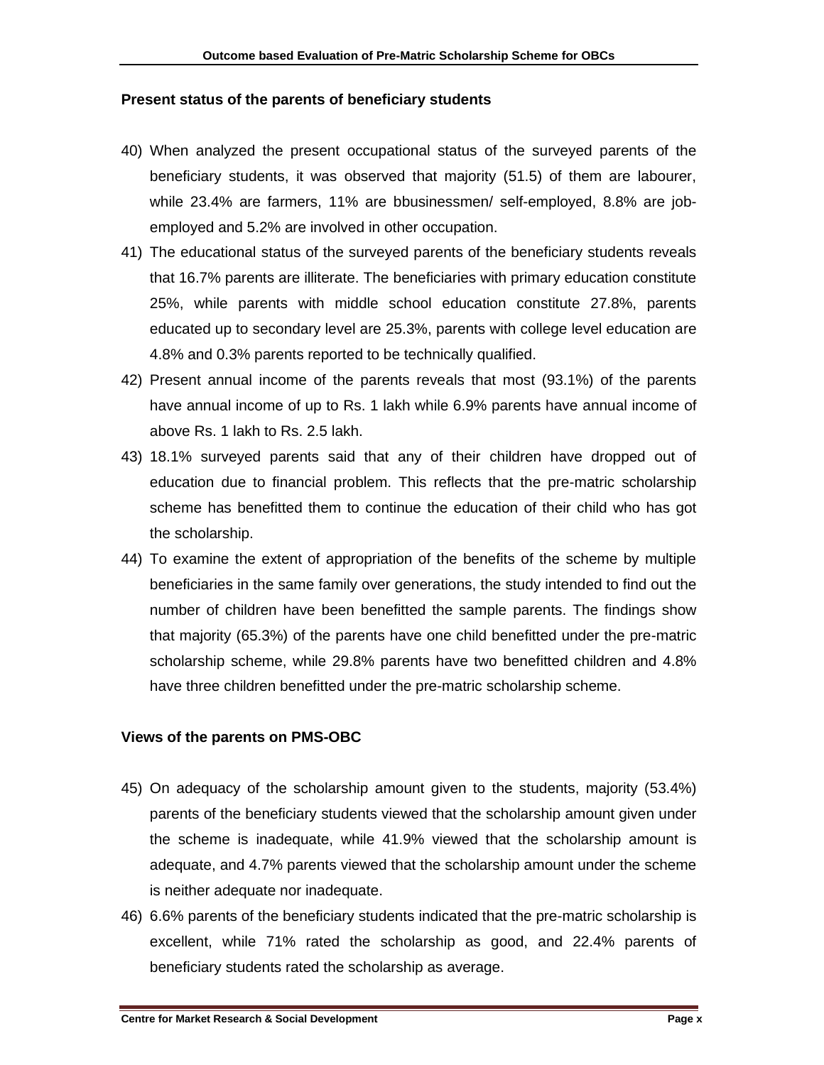### Present status of the parents of beneficiary students

40) When analyzed the present occupational status of the surveyed parents of the beneficiary students, it was observed that majority (51.5) of them are labourer, while 23.4% are farmers, 11% are bbusinessmen/ self-employed, 8.8% are job-employed and 5.2% are involved in other occupation.
41) The educational status of the surveyed parents of the beneficiary students reveals that 16.7% parents are illiterate. The beneficiaries with primary education constitute 25%, while parents with middle school education constitute 27.8%, parents educated up to secondary level are 25.3%, parents with college level education are 4.8% and 0.3% parents reported to be technically qualified.
42) Present annual income of the parents reveals that most (93.1%) of the parents have annual income of up to Rs. 1 lakh while 6.9% parents have annual income of above Rs. 1 lakh to Rs. 2.5 lakh.
43) 18.1% surveyed parents said that any of their children have dropped out of education due to financial problem. This reflects that the pre-matric scholarship scheme has benefitted them to continue the education of their child who has got the scholarship.
44) To examine the extent of appropriation of the benefits of the scheme by multiple beneficiaries in the same family over generations, the study intended to find out the number of children have been benefitted the sample parents. The findings show that majority (65.3%) of the parents have one child benefitted under the pre-matric scholarship scheme, while 29.8% parents have two benefitted children and 4.8% have three children benefitted under the pre-matric scholarship scheme.

### Views of the parents on PMS-OBC

45) On adequacy of the scholarship amount given to the students, majority (53.4%) parents of the beneficiary students viewed that the scholarship amount given under the scheme is inadequate, while 41.9% viewed that the scholarship amount is adequate, and 4.7% parents viewed that the scholarship amount under the scheme is neither adequate nor inadequate.
46) 6.6% parents of the beneficiary students indicated that the pre-matric scholarship is excellent, while 71% rated the scholarship as good, and 22.4% parents of beneficiary students rated the scholarship as average.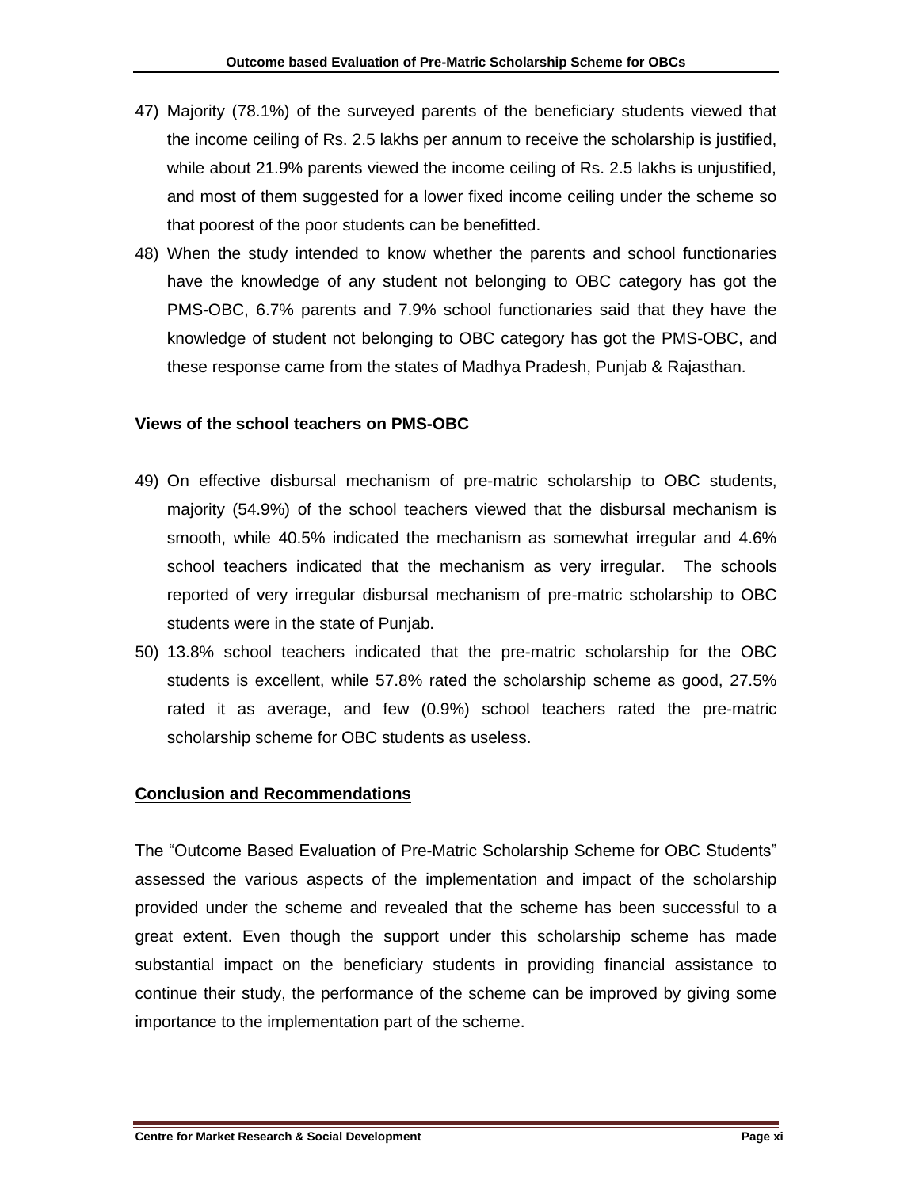47) Majority (78.1%) of the surveyed parents of the beneficiary students viewed that the income ceiling of Rs. 2.5 lakhs per annum to receive the scholarship is justified, while about 21.9% parents viewed the income ceiling of Rs. 2.5 lakhs is unjustified, and most of them suggested for a lower fixed income ceiling under the scheme so that poorest of the poor students can be benefitted.

48) When the study intended to know whether the parents and school functionaries have the knowledge of any student not belonging to OBC category has got the PMS-OBC, 6.7% parents and 7.9% school functionaries said that they have the knowledge of student not belonging to OBC category has got the PMS-OBC, and these response came from the states of Madhya Pradesh, Punjab & Rajasthan.

**Views of the school teachers on PMS-OBC**

49) On effective disbursal mechanism of pre-matric scholarship to OBC students, majority (54.9%) of the school teachers viewed that the disbursal mechanism is smooth, while 40.5% indicated the mechanism as somewhat irregular and 4.6% school teachers indicated that the mechanism as very irregular. The schools reported of very irregular disbursal mechanism of pre-matric scholarship to OBC students were in the state of Punjab.

50) 13.8% school teachers indicated that the pre-matric scholarship for the OBC students is excellent, while 57.8% rated the scholarship scheme as good, 27.5% rated it as average, and few (0.9%) school teachers rated the pre-matric scholarship scheme for OBC students as useless.

## Conclusion and Recommendations

The "Outcome Based Evaluation of Pre-Matric Scholarship Scheme for OBC Students" assessed the various aspects of the implementation and impact of the scholarship provided under the scheme and revealed that the scheme has been successful to a great extent. Even though the support under this scholarship scheme has made substantial impact on the beneficiary students in providing financial assistance to continue their study, the performance of the scheme can be improved by giving some importance to the implementation part of the scheme.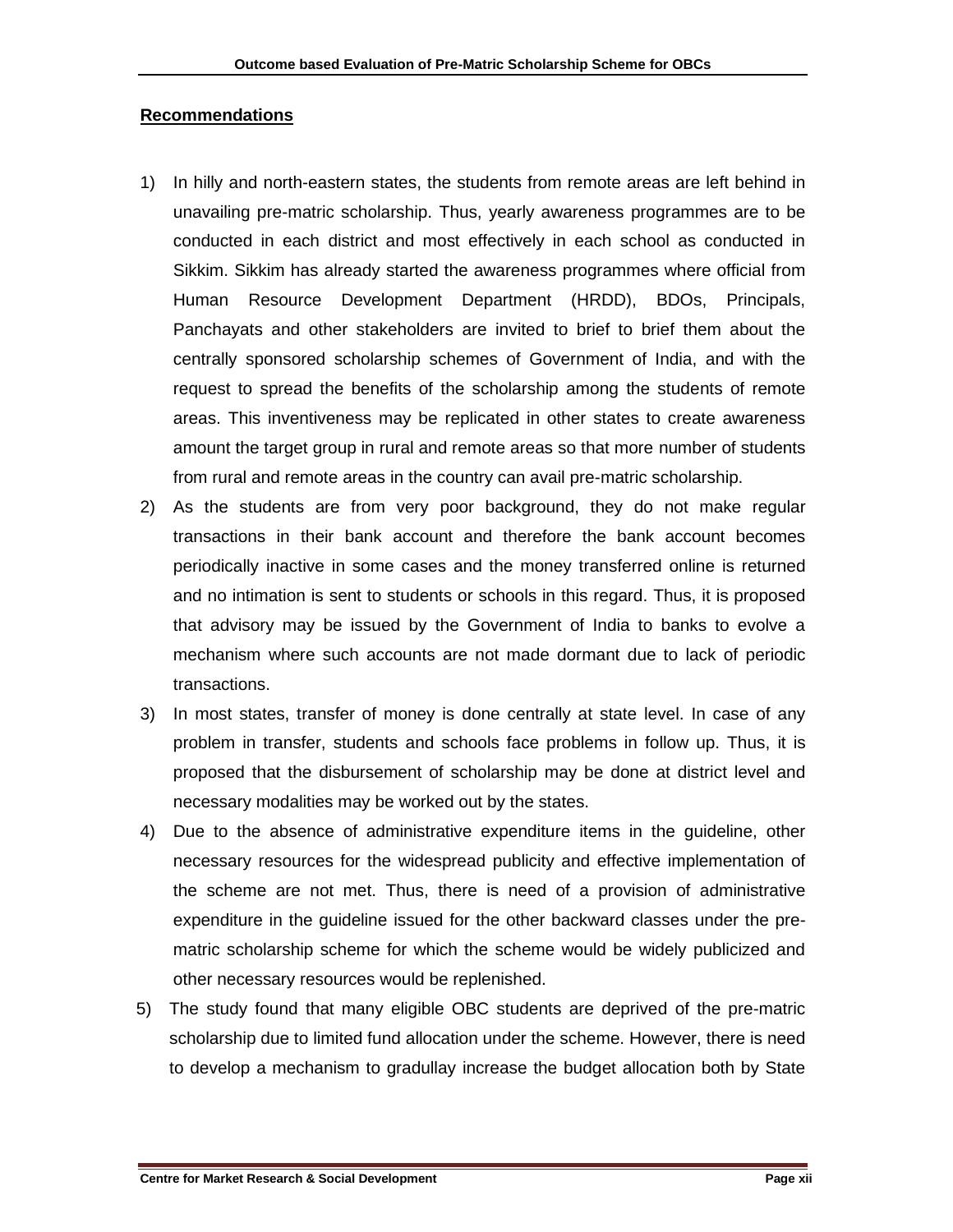**Recommendations**

1) In hilly and north-eastern states, the students from remote areas are left behind in unavailing pre-matric scholarship. Thus, yearly awareness programmes are to be conducted in each district and most effectively in each school as conducted in Sikkim. Sikkim has already started the awareness programmes where official from Human Resource Development Department (HRDD), BDOs, Principals, Panchayats and other stakeholders are invited to brief to brief them about the centrally sponsored scholarship schemes of Government of India, and with the request to spread the benefits of the scholarship among the students of remote areas. This inventiveness may be replicated in other states to create awareness amount the target group in rural and remote areas so that more number of students from rural and remote areas in the country can avail pre-matric scholarship.
2) As the students are from very poor background, they do not make regular transactions in their bank account and therefore the bank account becomes periodically inactive in some cases and the money transferred online is returned and no intimation is sent to students or schools in this regard. Thus, it is proposed that advisory may be issued by the Government of India to banks to evolve a mechanism where such accounts are not made dormant due to lack of periodic transactions.
3) In most states, transfer of money is done centrally at state level. In case of any problem in transfer, students and schools face problems in follow up. Thus, it is proposed that the disbursement of scholarship may be done at district level and necessary modalities may be worked out by the states.
4) Due to the absence of administrative expenditure items in the guideline, other necessary resources for the widespread publicity and effective implementation of the scheme are not met. Thus, there is need of a provision of administrative expenditure in the guideline issued for the other backward classes under the pre-matric scholarship scheme for which the scheme would be widely publicized and other necessary resources would be replenished.
5) The study found that many eligible OBC students are deprived of the pre-matric scholarship due to limited fund allocation under the scheme. However, there is need to develop a mechanism to gradullay increase the budget allocation both by State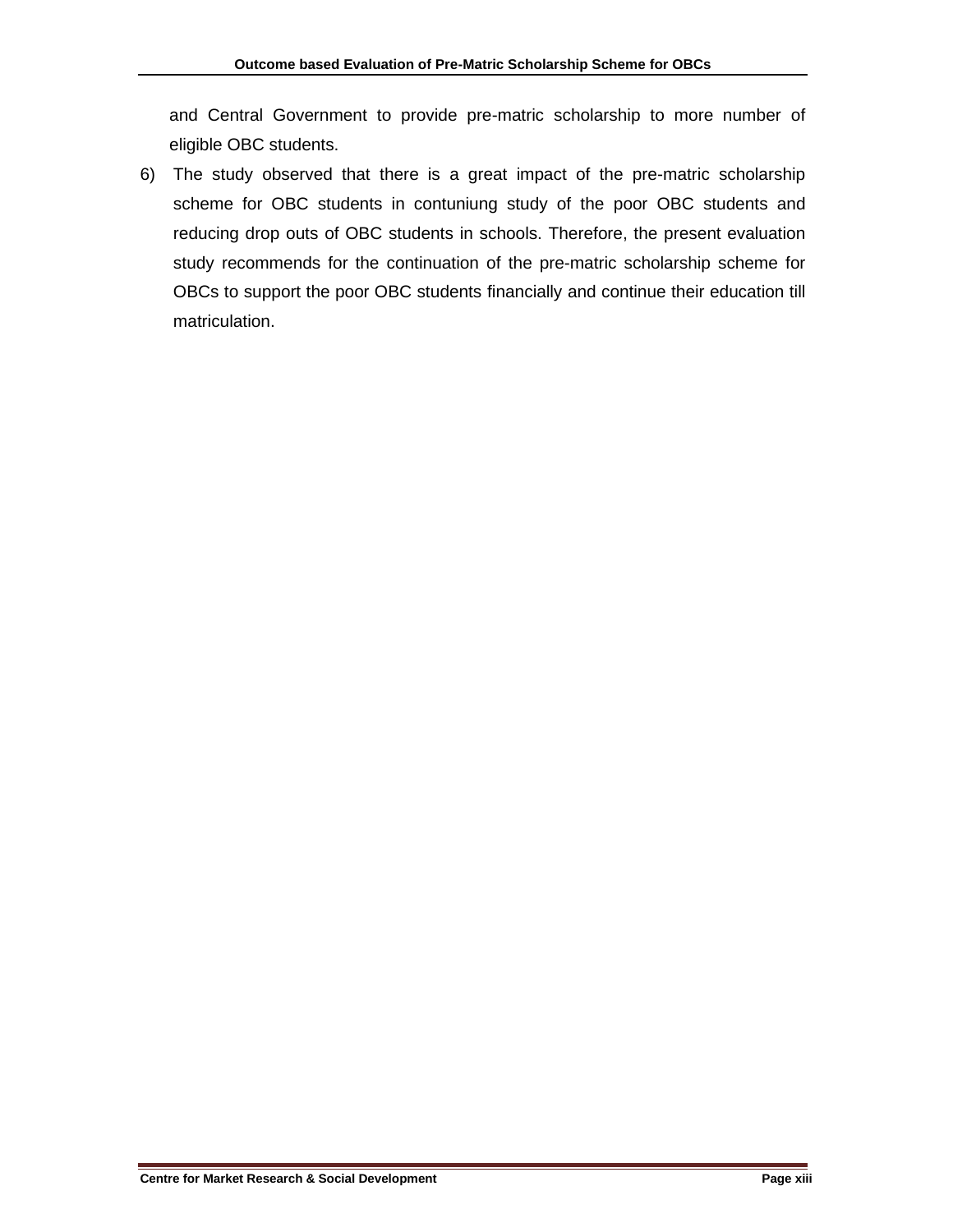and Central Government to provide pre-matric scholarship to more number of eligible OBC students.

6) The study observed that there is a great impact of the pre-matric scholarship scheme for OBC students in contuniung study of the poor OBC students and reducing drop outs of OBC students in schools. Therefore, the present evaluation study recommends for the continuation of the pre-matric scholarship scheme for OBCs to support the poor OBC students financially and continue their education till matriculation.